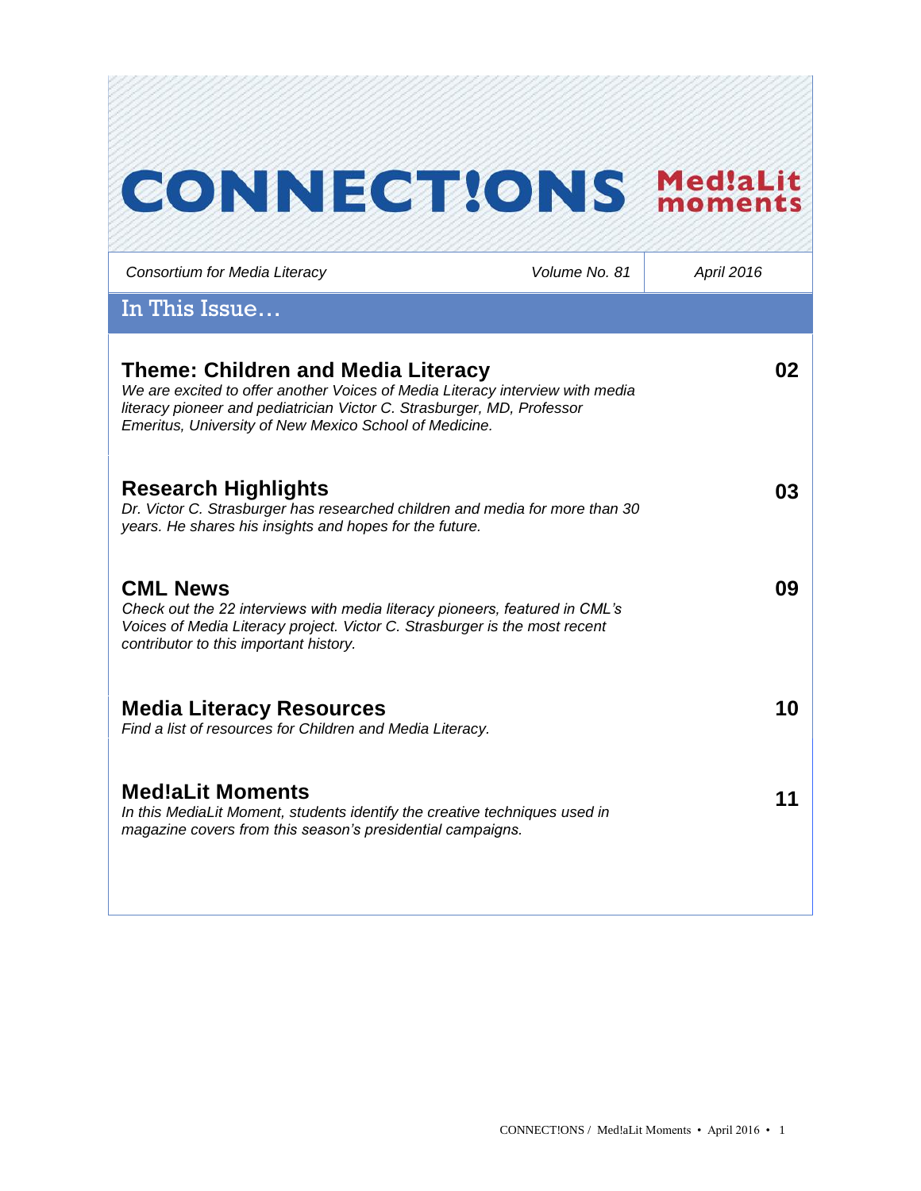# CONNECT!ONS Med!aLit moments

Consortium for Media Literacy | Volume No. 81 | April 2016

## In This Issue…

### Theme: Children and Media Literacy — 02

*We are excited to offer another Voices of Media Literacy interview with media literacy pioneer and pediatrician Victor C. Strasburger, MD, Professor Emeritus, University of New Mexico School of Medicine.*

### Research Highlights — 03

*Dr. Victor C. Strasburger has researched children and media for more than 30 years. He shares his insights and hopes for the future.*

### CML News — 09

*Check out the 22 interviews with media literacy pioneers, featured in CML's Voices of Media Literacy project. Victor C. Strasburger is the most recent contributor to this important history.*

### Media Literacy Resources — 10

*Find a list of resources for Children and Media Literacy.*

### Med!aLit Moments — 11

*In this MediaLit Moment, students identify the creative techniques used in magazine covers from this season's presidential campaigns.*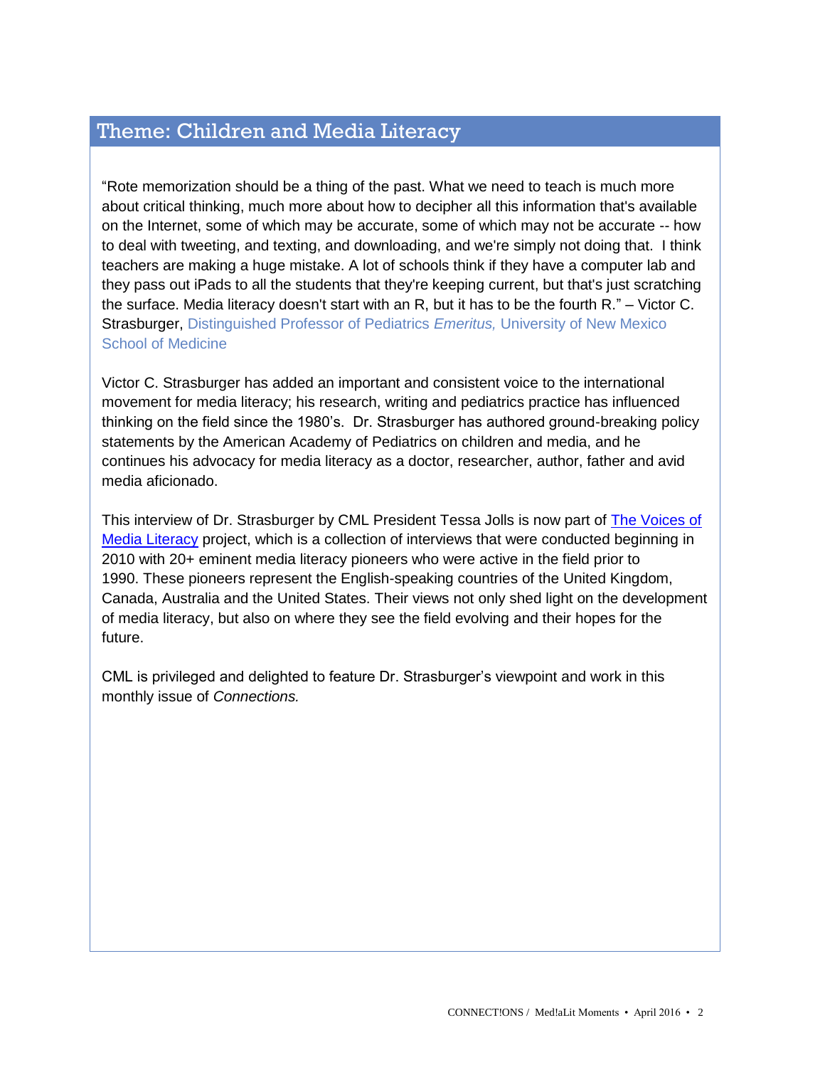## Theme: Children and Media Literacy

"Rote memorization should be a thing of the past. What we need to teach is much more about critical thinking, much more about how to decipher all this information that's available on the Internet, some of which may be accurate, some of which may not be accurate -- how to deal with tweeting, and texting, and downloading, and we're simply not doing that. I think teachers are making a huge mistake. A lot of schools think if they have a computer lab and they pass out iPads to all the students that they're keeping current, but that's just scratching the surface. Media literacy doesn't start with an R, but it has to be the fourth R." – Victor C. Strasburger, Distinguished Professor of Pediatrics *Emeritus,* University of New Mexico School of Medicine

Victor C. Strasburger has added an important and consistent voice to the international movement for media literacy; his research, writing and pediatrics practice has influenced thinking on the field since the 1980's. Dr. Strasburger has authored ground-breaking policy statements by the American Academy of Pediatrics on children and media, and he continues his advocacy for media literacy as a doctor, researcher, author, father and avid media aficionado.

This interview of Dr. Strasburger by CML President Tessa Jolls is now part of The Voices of Media Literacy project, which is a collection of interviews that were conducted beginning in 2010 with 20+ eminent media literacy pioneers who were active in the field prior to 1990. These pioneers represent the English-speaking countries of the United Kingdom, Canada, Australia and the United States. Their views not only shed light on the development of media literacy, but also on where they see the field evolving and their hopes for the future.

CML is privileged and delighted to feature Dr. Strasburger's viewpoint and work in this monthly issue of *Connections.*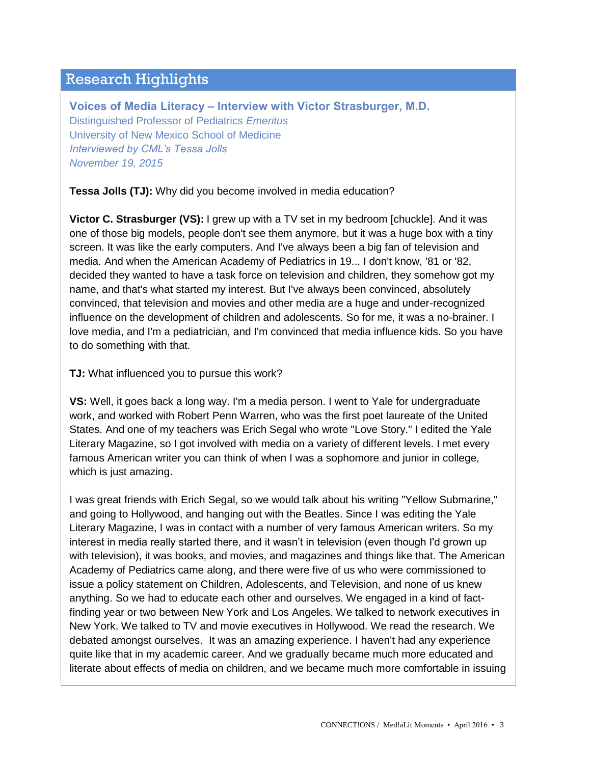## Research Highlights

### Voices of Media Literacy – Interview with Victor Strasburger, M.D.

Distinguished Professor of Pediatrics *Emeritus*
University of New Mexico School of Medicine
*Interviewed by CML's Tessa Jolls*
*November 19, 2015*

**Tessa Jolls (TJ):** Why did you become involved in media education?

**Victor C. Strasburger (VS):** I grew up with a TV set in my bedroom [chuckle]. And it was one of those big models, people don't see them anymore, but it was a huge box with a tiny screen. It was like the early computers. And I've always been a big fan of television and media. And when the American Academy of Pediatrics in 19... I don't know, '81 or '82, decided they wanted to have a task force on television and children, they somehow got my name, and that's what started my interest. But I've always been convinced, absolutely convinced, that television and movies and other media are a huge and under-recognized influence on the development of children and adolescents. So for me, it was a no-brainer. I love media, and I'm a pediatrician, and I'm convinced that media influence kids. So you have to do something with that.

**TJ:** What influenced you to pursue this work?

**VS:** Well, it goes back a long way. I'm a media person. I went to Yale for undergraduate work, and worked with Robert Penn Warren, who was the first poet laureate of the United States. And one of my teachers was Erich Segal who wrote "Love Story." I edited the Yale Literary Magazine, so I got involved with media on a variety of different levels. I met every famous American writer you can think of when I was a sophomore and junior in college, which is just amazing.

I was great friends with Erich Segal, so we would talk about his writing "Yellow Submarine," and going to Hollywood, and hanging out with the Beatles. Since I was editing the Yale Literary Magazine, I was in contact with a number of very famous American writers. So my interest in media really started there, and it wasn't in television (even though I'd grown up with television), it was books, and movies, and magazines and things like that. The American Academy of Pediatrics came along, and there were five of us who were commissioned to issue a policy statement on Children, Adolescents, and Television, and none of us knew anything. So we had to educate each other and ourselves. We engaged in a kind of fact-finding year or two between New York and Los Angeles. We talked to network executives in New York. We talked to TV and movie executives in Hollywood. We read the research. We debated amongst ourselves. It was an amazing experience. I haven't had any experience quite like that in my academic career. And we gradually became much more educated and literate about effects of media on children, and we became much more comfortable in issuing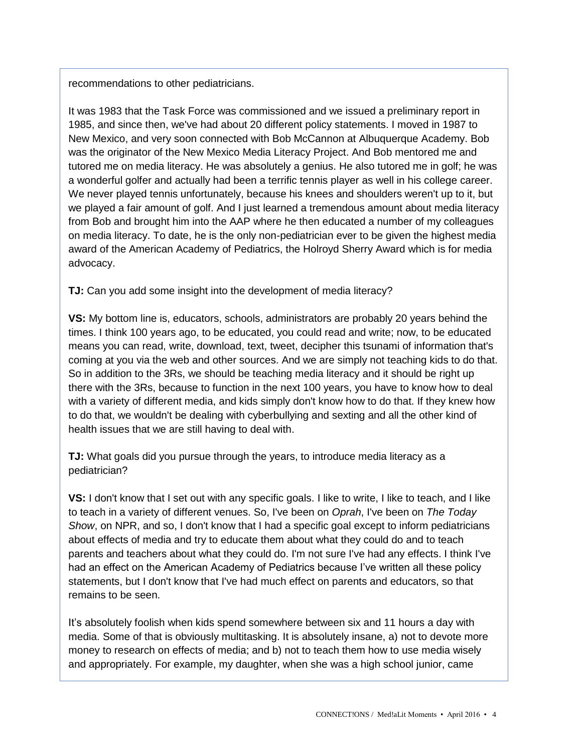recommendations to other pediatricians.

It was 1983 that the Task Force was commissioned and we issued a preliminary report in 1985, and since then, we've had about 20 different policy statements. I moved in 1987 to New Mexico, and very soon connected with Bob McCannon at Albuquerque Academy. Bob was the originator of the New Mexico Media Literacy Project. And Bob mentored me and tutored me on media literacy. He was absolutely a genius. He also tutored me in golf; he was a wonderful golfer and actually had been a terrific tennis player as well in his college career. We never played tennis unfortunately, because his knees and shoulders weren't up to it, but we played a fair amount of golf. And I just learned a tremendous amount about media literacy from Bob and brought him into the AAP where he then educated a number of my colleagues on media literacy. To date, he is the only non-pediatrician ever to be given the highest media award of the American Academy of Pediatrics, the Holroyd Sherry Award which is for media advocacy.

**TJ:** Can you add some insight into the development of media literacy?

**VS:** My bottom line is, educators, schools, administrators are probably 20 years behind the times. I think 100 years ago, to be educated, you could read and write; now, to be educated means you can read, write, download, text, tweet, decipher this tsunami of information that's coming at you via the web and other sources. And we are simply not teaching kids to do that. So in addition to the 3Rs, we should be teaching media literacy and it should be right up there with the 3Rs, because to function in the next 100 years, you have to know how to deal with a variety of different media, and kids simply don't know how to do that. If they knew how to do that, we wouldn't be dealing with cyberbullying and sexting and all the other kind of health issues that we are still having to deal with.

**TJ:** What goals did you pursue through the years, to introduce media literacy as a pediatrician?

**VS:** I don't know that I set out with any specific goals. I like to write, I like to teach, and I like to teach in a variety of different venues. So, I've been on *Oprah*, I've been on *The Today Show*, on NPR, and so, I don't know that I had a specific goal except to inform pediatricians about effects of media and try to educate them about what they could do and to teach parents and teachers about what they could do. I'm not sure I've had any effects. I think I've had an effect on the American Academy of Pediatrics because I've written all these policy statements, but I don't know that I've had much effect on parents and educators, so that remains to be seen.

It's absolutely foolish when kids spend somewhere between six and 11 hours a day with media. Some of that is obviously multitasking. It is absolutely insane, a) not to devote more money to research on effects of media; and b) not to teach them how to use media wisely and appropriately. For example, my daughter, when she was a high school junior, came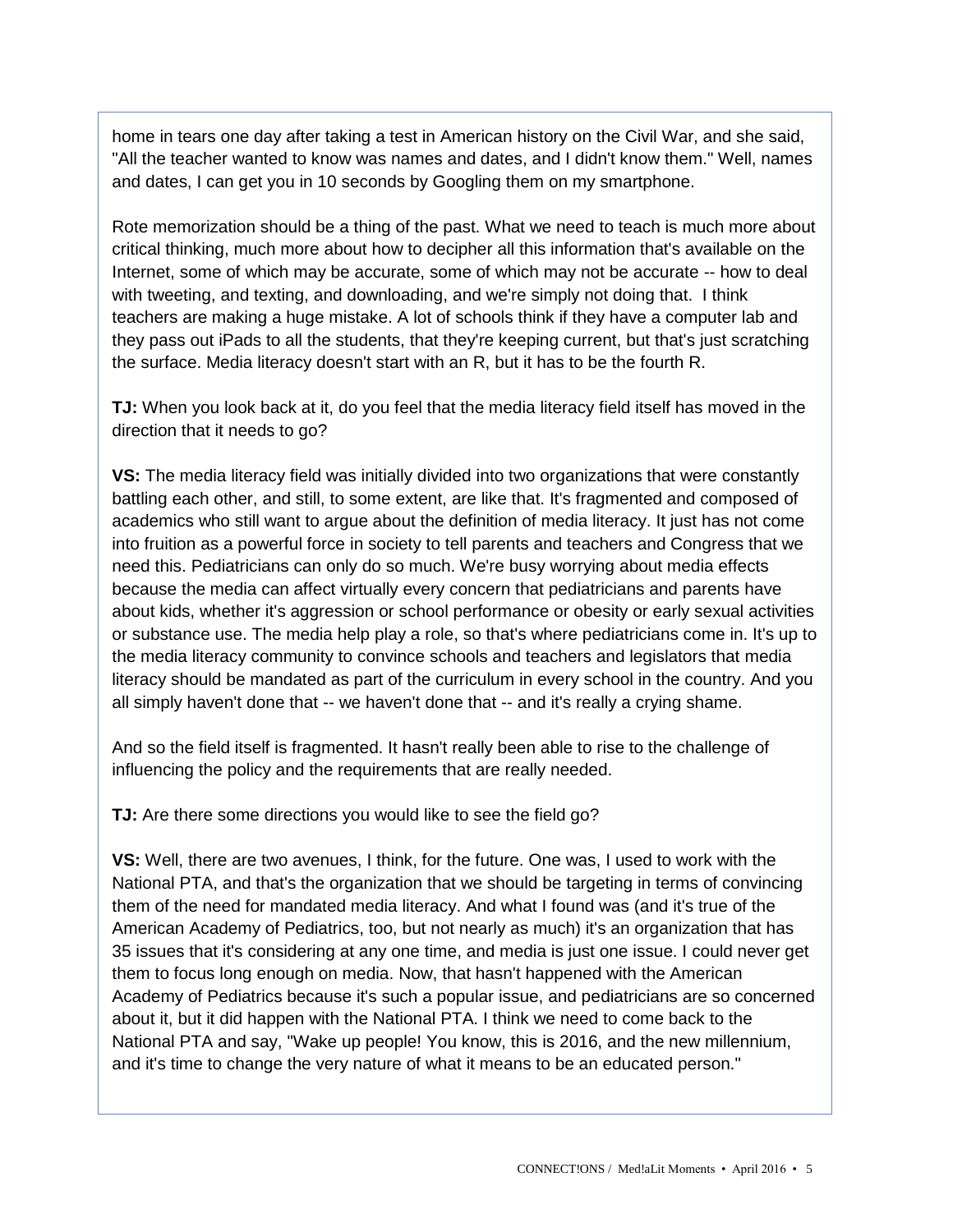home in tears one day after taking a test in American history on the Civil War, and she said, "All the teacher wanted to know was names and dates, and I didn't know them." Well, names and dates, I can get you in 10 seconds by Googling them on my smartphone.

Rote memorization should be a thing of the past. What we need to teach is much more about critical thinking, much more about how to decipher all this information that's available on the Internet, some of which may be accurate, some of which may not be accurate -- how to deal with tweeting, and texting, and downloading, and we're simply not doing that. I think teachers are making a huge mistake. A lot of schools think if they have a computer lab and they pass out iPads to all the students, that they're keeping current, but that's just scratching the surface. Media literacy doesn't start with an R, but it has to be the fourth R.

**TJ:** When you look back at it, do you feel that the media literacy field itself has moved in the direction that it needs to go?

**VS:** The media literacy field was initially divided into two organizations that were constantly battling each other, and still, to some extent, are like that. It's fragmented and composed of academics who still want to argue about the definition of media literacy. It just has not come into fruition as a powerful force in society to tell parents and teachers and Congress that we need this. Pediatricians can only do so much. We're busy worrying about media effects because the media can affect virtually every concern that pediatricians and parents have about kids, whether it's aggression or school performance or obesity or early sexual activities or substance use. The media help play a role, so that's where pediatricians come in. It's up to the media literacy community to convince schools and teachers and legislators that media literacy should be mandated as part of the curriculum in every school in the country. And you all simply haven't done that -- we haven't done that -- and it's really a crying shame.

And so the field itself is fragmented. It hasn't really been able to rise to the challenge of influencing the policy and the requirements that are really needed.

**TJ:** Are there some directions you would like to see the field go?

**VS:** Well, there are two avenues, I think, for the future. One was, I used to work with the National PTA, and that's the organization that we should be targeting in terms of convincing them of the need for mandated media literacy. And what I found was (and it's true of the American Academy of Pediatrics, too, but not nearly as much) it's an organization that has 35 issues that it's considering at any one time, and media is just one issue. I could never get them to focus long enough on media. Now, that hasn't happened with the American Academy of Pediatrics because it's such a popular issue, and pediatricians are so concerned about it, but it did happen with the National PTA. I think we need to come back to the National PTA and say, "Wake up people! You know, this is 2016, and the new millennium, and it's time to change the very nature of what it means to be an educated person."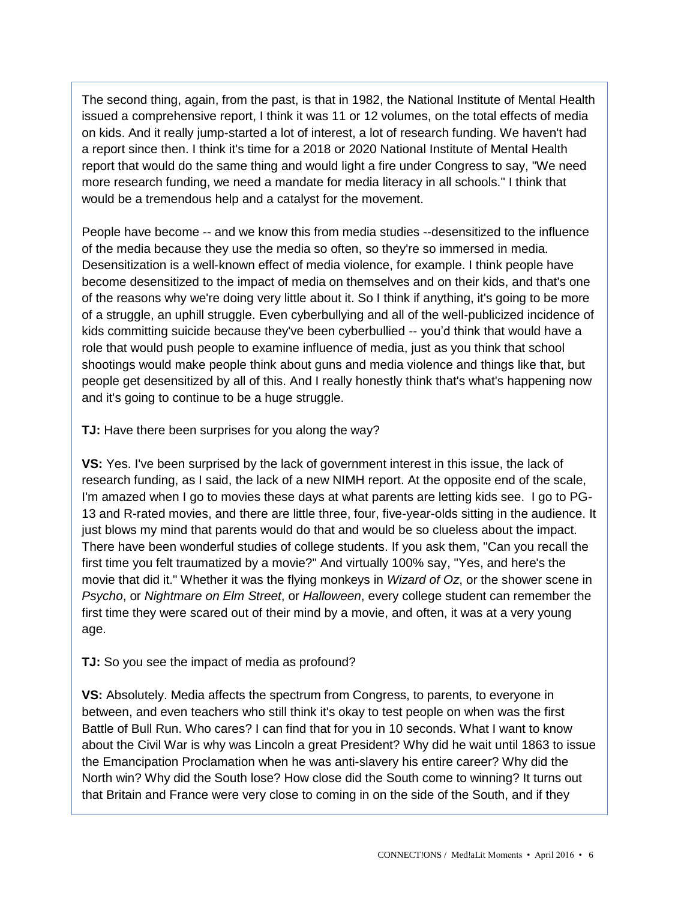The second thing, again, from the past, is that in 1982, the National Institute of Mental Health issued a comprehensive report, I think it was 11 or 12 volumes, on the total effects of media on kids. And it really jump-started a lot of interest, a lot of research funding. We haven't had a report since then. I think it's time for a 2018 or 2020 National Institute of Mental Health report that would do the same thing and would light a fire under Congress to say, "We need more research funding, we need a mandate for media literacy in all schools." I think that would be a tremendous help and a catalyst for the movement.

People have become -- and we know this from media studies --desensitized to the influence of the media because they use the media so often, so they're so immersed in media. Desensitization is a well-known effect of media violence, for example. I think people have become desensitized to the impact of media on themselves and on their kids, and that's one of the reasons why we're doing very little about it. So I think if anything, it's going to be more of a struggle, an uphill struggle. Even cyberbullying and all of the well-publicized incidence of kids committing suicide because they've been cyberbullied -- you'd think that would have a role that would push people to examine influence of media, just as you think that school shootings would make people think about guns and media violence and things like that, but people get desensitized by all of this. And I really honestly think that's what's happening now and it's going to continue to be a huge struggle.

**TJ:** Have there been surprises for you along the way?

**VS:** Yes. I've been surprised by the lack of government interest in this issue, the lack of research funding, as I said, the lack of a new NIMH report. At the opposite end of the scale, I'm amazed when I go to movies these days at what parents are letting kids see. I go to PG-13 and R-rated movies, and there are little three, four, five-year-olds sitting in the audience. It just blows my mind that parents would do that and would be so clueless about the impact. There have been wonderful studies of college students. If you ask them, "Can you recall the first time you felt traumatized by a movie?" And virtually 100% say, "Yes, and here's the movie that did it." Whether it was the flying monkeys in *Wizard of Oz*, or the shower scene in *Psycho*, or *Nightmare on Elm Street*, or *Halloween*, every college student can remember the first time they were scared out of their mind by a movie, and often, it was at a very young age.

**TJ:** So you see the impact of media as profound?

**VS:** Absolutely. Media affects the spectrum from Congress, to parents, to everyone in between, and even teachers who still think it's okay to test people on when was the first Battle of Bull Run. Who cares? I can find that for you in 10 seconds. What I want to know about the Civil War is why was Lincoln a great President? Why did he wait until 1863 to issue the Emancipation Proclamation when he was anti-slavery his entire career? Why did the North win? Why did the South lose? How close did the South come to winning? It turns out that Britain and France were very close to coming in on the side of the South, and if they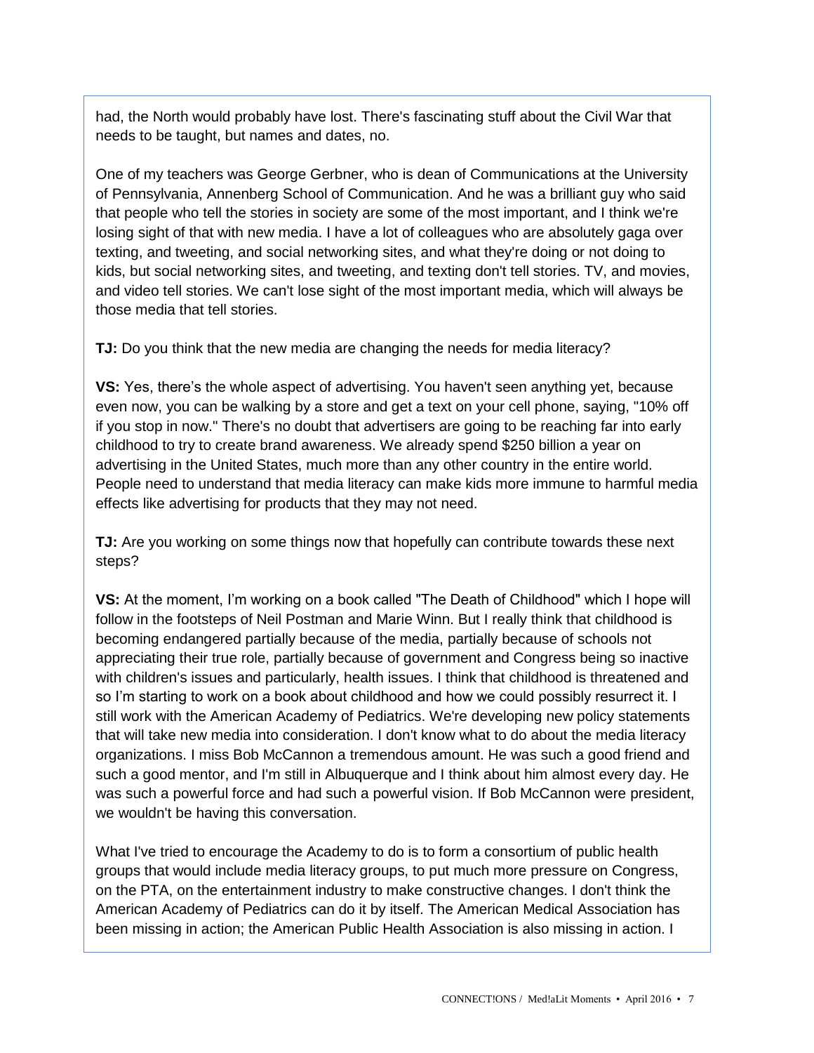had, the North would probably have lost. There's fascinating stuff about the Civil War that needs to be taught, but names and dates, no.

One of my teachers was George Gerbner, who is dean of Communications at the University of Pennsylvania, Annenberg School of Communication. And he was a brilliant guy who said that people who tell the stories in society are some of the most important, and I think we're losing sight of that with new media. I have a lot of colleagues who are absolutely gaga over texting, and tweeting, and social networking sites, and what they're doing or not doing to kids, but social networking sites, and tweeting, and texting don't tell stories. TV, and movies, and video tell stories. We can't lose sight of the most important media, which will always be those media that tell stories.

**TJ:** Do you think that the new media are changing the needs for media literacy?

**VS:** Yes, there's the whole aspect of advertising. You haven't seen anything yet, because even now, you can be walking by a store and get a text on your cell phone, saying, "10% off if you stop in now." There's no doubt that advertisers are going to be reaching far into early childhood to try to create brand awareness. We already spend $250 billion a year on advertising in the United States, much more than any other country in the entire world. People need to understand that media literacy can make kids more immune to harmful media effects like advertising for products that they may not need.

**TJ:** Are you working on some things now that hopefully can contribute towards these next steps?

**VS:** At the moment, I'm working on a book called "The Death of Childhood" which I hope will follow in the footsteps of Neil Postman and Marie Winn. But I really think that childhood is becoming endangered partially because of the media, partially because of schools not appreciating their true role, partially because of government and Congress being so inactive with children's issues and particularly, health issues. I think that childhood is threatened and so I'm starting to work on a book about childhood and how we could possibly resurrect it. I still work with the American Academy of Pediatrics. We're developing new policy statements that will take new media into consideration. I don't know what to do about the media literacy organizations. I miss Bob McCannon a tremendous amount. He was such a good friend and such a good mentor, and I'm still in Albuquerque and I think about him almost every day. He was such a powerful force and had such a powerful vision. If Bob McCannon were president, we wouldn't be having this conversation.

What I've tried to encourage the Academy to do is to form a consortium of public health groups that would include media literacy groups, to put much more pressure on Congress, on the PTA, on the entertainment industry to make constructive changes. I don't think the American Academy of Pediatrics can do it by itself. The American Medical Association has been missing in action; the American Public Health Association is also missing in action. I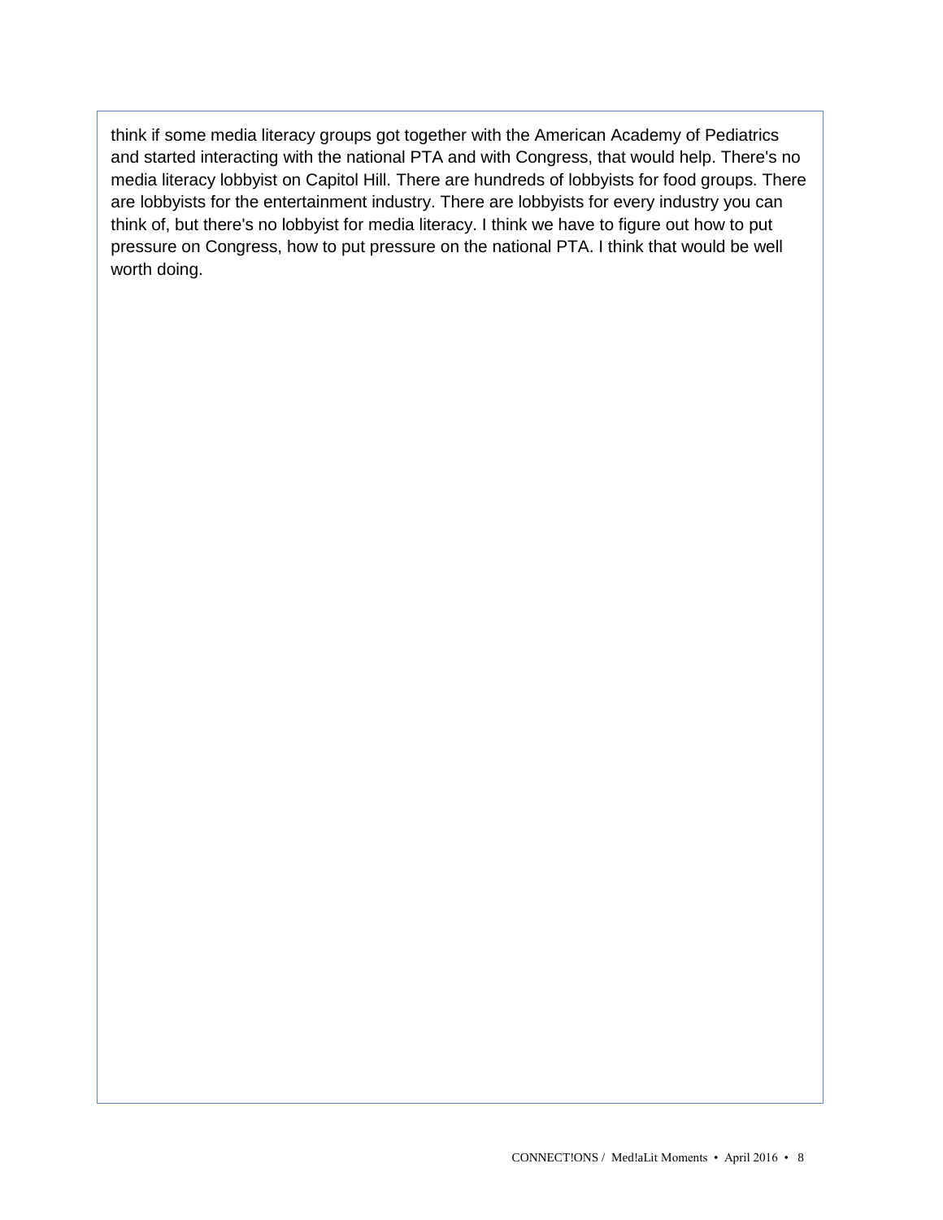think if some media literacy groups got together with the American Academy of Pediatrics and started interacting with the national PTA and with Congress, that would help. There's no media literacy lobbyist on Capitol Hill. There are hundreds of lobbyists for food groups. There are lobbyists for the entertainment industry. There are lobbyists for every industry you can think of, but there's no lobbyist for media literacy. I think we have to figure out how to put pressure on Congress, how to put pressure on the national PTA. I think that would be well worth doing.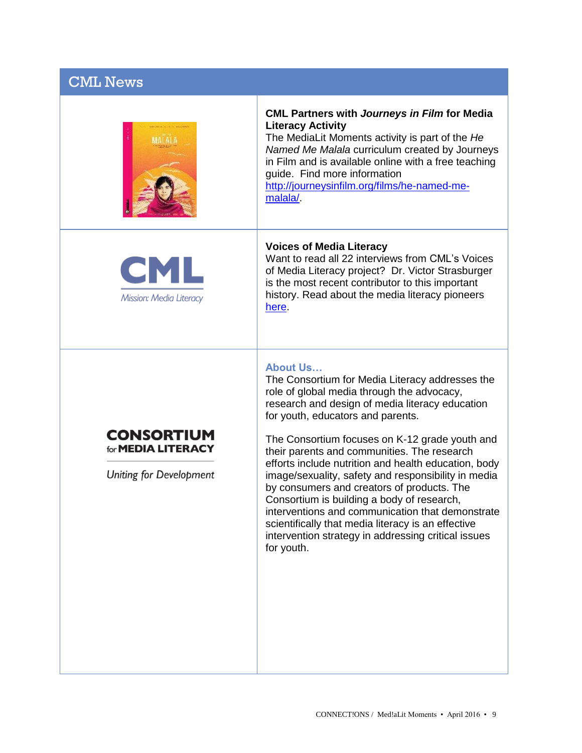## CML News

**CML Partners with *Journeys in Film* for Media Literacy Activity**
The MediaLit Moments activity is part of the *He Named Me Malala* curriculum created by Journeys in Film and is available online with a free teaching guide. Find more information http://journeysinfilm.org/films/he-named-me-malala/.

CML

Mission: Media Literacy

**Voices of Media Literacy**
Want to read all 22 interviews from CML's Voices of Media Literacy project? Dr. Victor Strasburger is the most recent contributor to this important history. Read about the media literacy pioneers here.

CONSORTIUM for MEDIA LITERACY

Uniting for Development

### About Us…

The Consortium for Media Literacy addresses the role of global media through the advocacy, research and design of media literacy education for youth, educators and parents.

The Consortium focuses on K-12 grade youth and their parents and communities. The research efforts include nutrition and health education, body image/sexuality, safety and responsibility in media by consumers and creators of products. The Consortium is building a body of research, interventions and communication that demonstrate scientifically that media literacy is an effective intervention strategy in addressing critical issues for youth.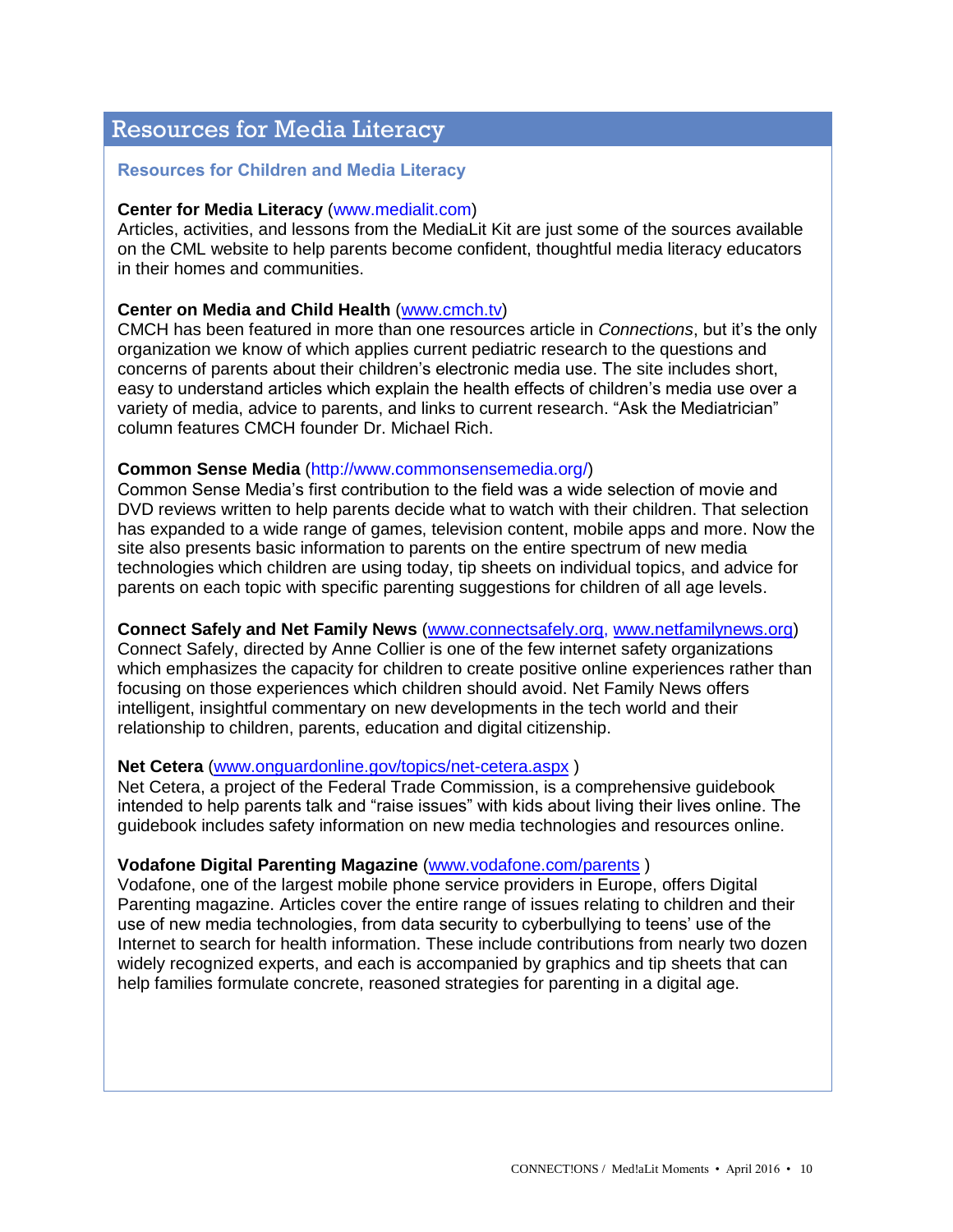# Resources for Media Literacy

## Resources for Children and Media Literacy

**Center for Media Literacy** (www.medialit.com)
Articles, activities, and lessons from the MediaLit Kit are just some of the sources available on the CML website to help parents become confident, thoughtful media literacy educators in their homes and communities.

**Center on Media and Child Health** (www.cmch.tv)
CMCH has been featured in more than one resources article in *Connections*, but it's the only organization we know of which applies current pediatric research to the questions and concerns of parents about their children's electronic media use. The site includes short, easy to understand articles which explain the health effects of children's media use over a variety of media, advice to parents, and links to current research. "Ask the Mediatrician" column features CMCH founder Dr. Michael Rich.

**Common Sense Media** (http://www.commonsensemedia.org/)
Common Sense Media's first contribution to the field was a wide selection of movie and DVD reviews written to help parents decide what to watch with their children. That selection has expanded to a wide range of games, television content, mobile apps and more. Now the site also presents basic information to parents on the entire spectrum of new media technologies which children are using today, tip sheets on individual topics, and advice for parents on each topic with specific parenting suggestions for children of all age levels.

**Connect Safely and Net Family News** (www.connectsafely.org, www.netfamilynews.org)
Connect Safely, directed by Anne Collier is one of the few internet safety organizations which emphasizes the capacity for children to create positive online experiences rather than focusing on those experiences which children should avoid. Net Family News offers intelligent, insightful commentary on new developments in the tech world and their relationship to children, parents, education and digital citizenship.

**Net Cetera** (www.onguardonline.gov/topics/net-cetera.aspx )
Net Cetera, a project of the Federal Trade Commission, is a comprehensive guidebook intended to help parents talk and "raise issues" with kids about living their lives online. The guidebook includes safety information on new media technologies and resources online.

**Vodafone Digital Parenting Magazine** (www.vodafone.com/parents )
Vodafone, one of the largest mobile phone service providers in Europe, offers Digital Parenting magazine. Articles cover the entire range of issues relating to children and their use of new media technologies, from data security to cyberbullying to teens' use of the Internet to search for health information. These include contributions from nearly two dozen widely recognized experts, and each is accompanied by graphics and tip sheets that can help families formulate concrete, reasoned strategies for parenting in a digital age.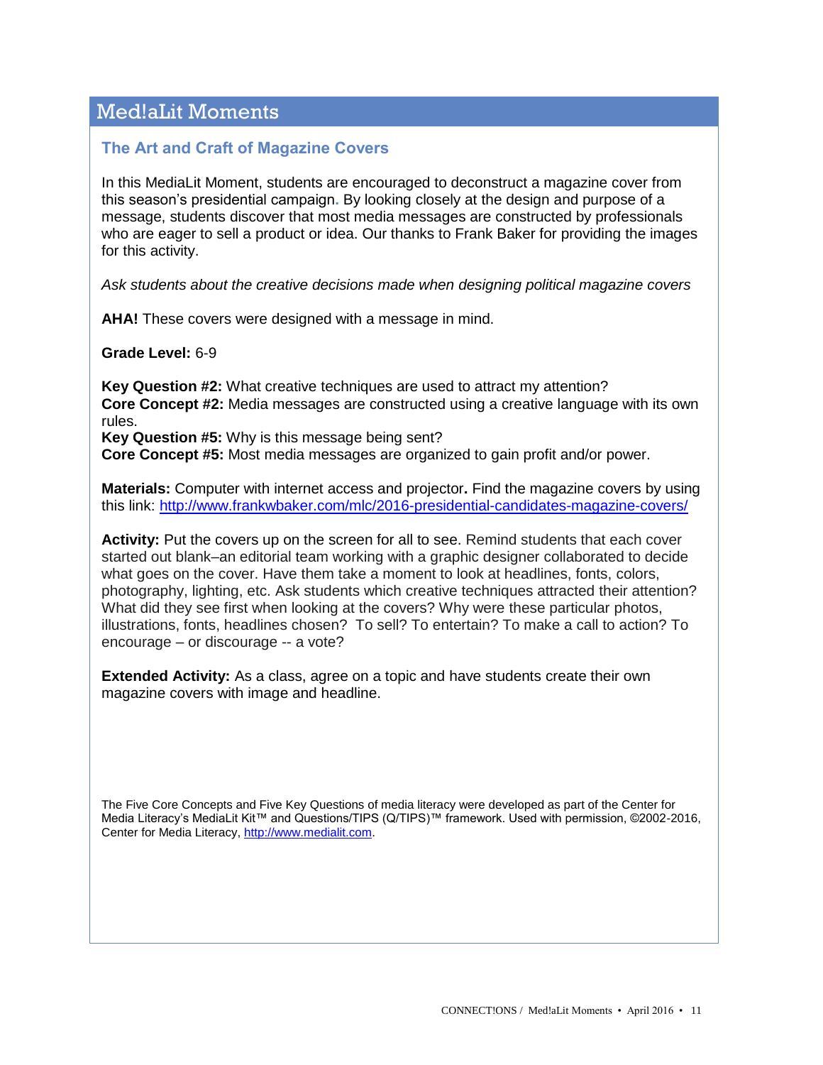## Med!aLit Moments

### The Art and Craft of Magazine Covers

In this MediaLit Moment, students are encouraged to deconstruct a magazine cover from this season's presidential campaign. By looking closely at the design and purpose of a message, students discover that most media messages are constructed by professionals who are eager to sell a product or idea. Our thanks to Frank Baker for providing the images for this activity.

*Ask students about the creative decisions made when designing political magazine covers*

**AHA!** These covers were designed with a message in mind.

**Grade Level:** 6-9

**Key Question #2:** What creative techniques are used to attract my attention?
**Core Concept #2:** Media messages are constructed using a creative language with its own rules.
**Key Question #5:** Why is this message being sent?
**Core Concept #5:** Most media messages are organized to gain profit and/or power.

**Materials:** Computer with internet access and projector**.** Find the magazine covers by using this link: http://www.frankwbaker.com/mlc/2016-presidential-candidates-magazine-covers/

**Activity:** Put the covers up on the screen for all to see. Remind students that each cover started out blank–an editorial team working with a graphic designer collaborated to decide what goes on the cover. Have them take a moment to look at headlines, fonts, colors, photography, lighting, etc. Ask students which creative techniques attracted their attention? What did they see first when looking at the covers? Why were these particular photos, illustrations, fonts, headlines chosen? To sell? To entertain? To make a call to action? To encourage – or discourage -- a vote?

**Extended Activity:** As a class, agree on a topic and have students create their own magazine covers with image and headline.

The Five Core Concepts and Five Key Questions of media literacy were developed as part of the Center for Media Literacy's MediaLit Kit™ and Questions/TIPS (Q/TIPS)™ framework. Used with permission, ©2002-2016, Center for Media Literacy, http://www.medialit.com.